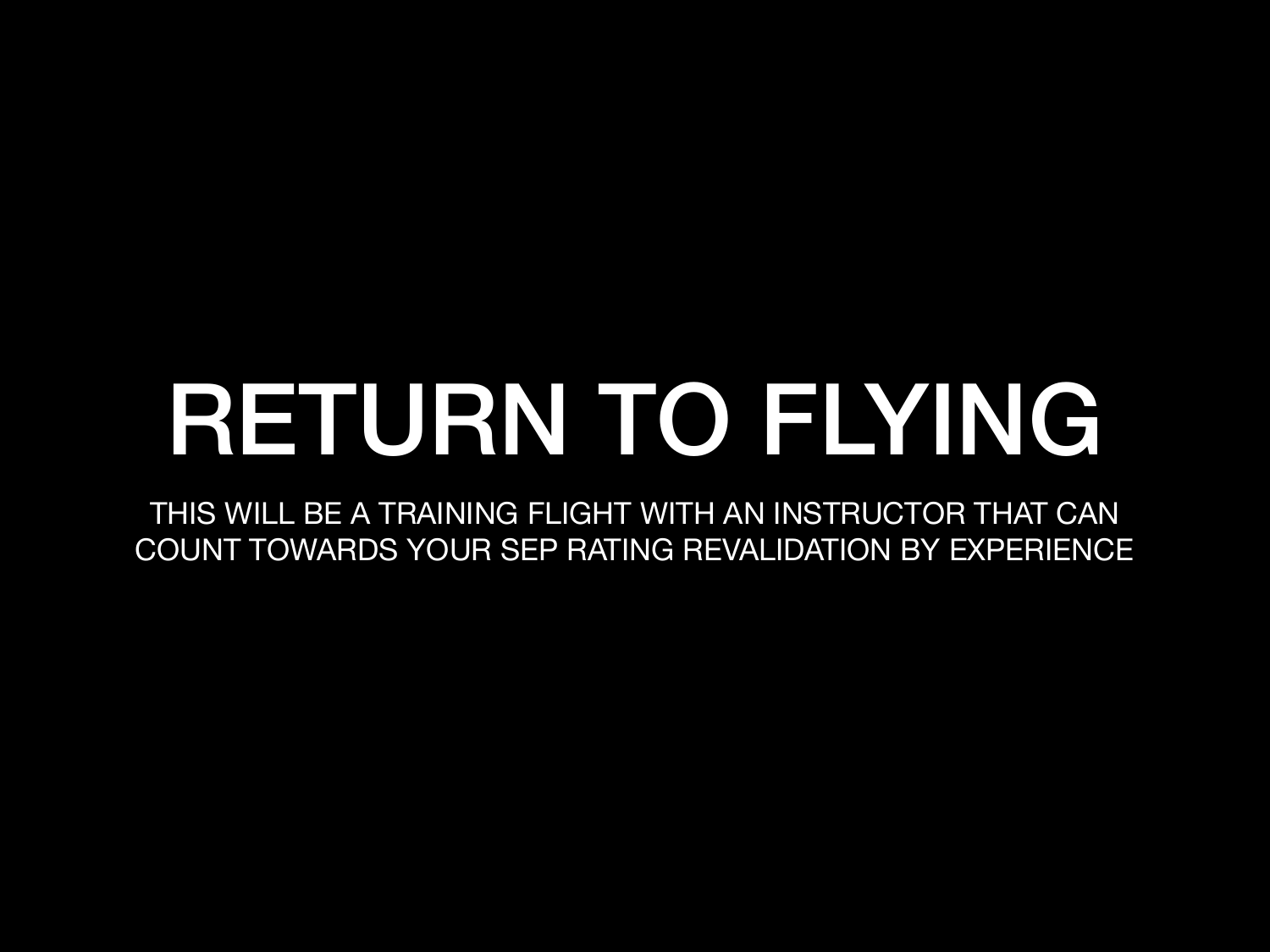# RETURN TO FLYING

THIS WILL BE A TRAINING FLIGHT WITH AN INSTRUCTOR THAT CAN COUNT TOWARDS YOUR SEP RATING REVALIDATION BY EXPERIENCE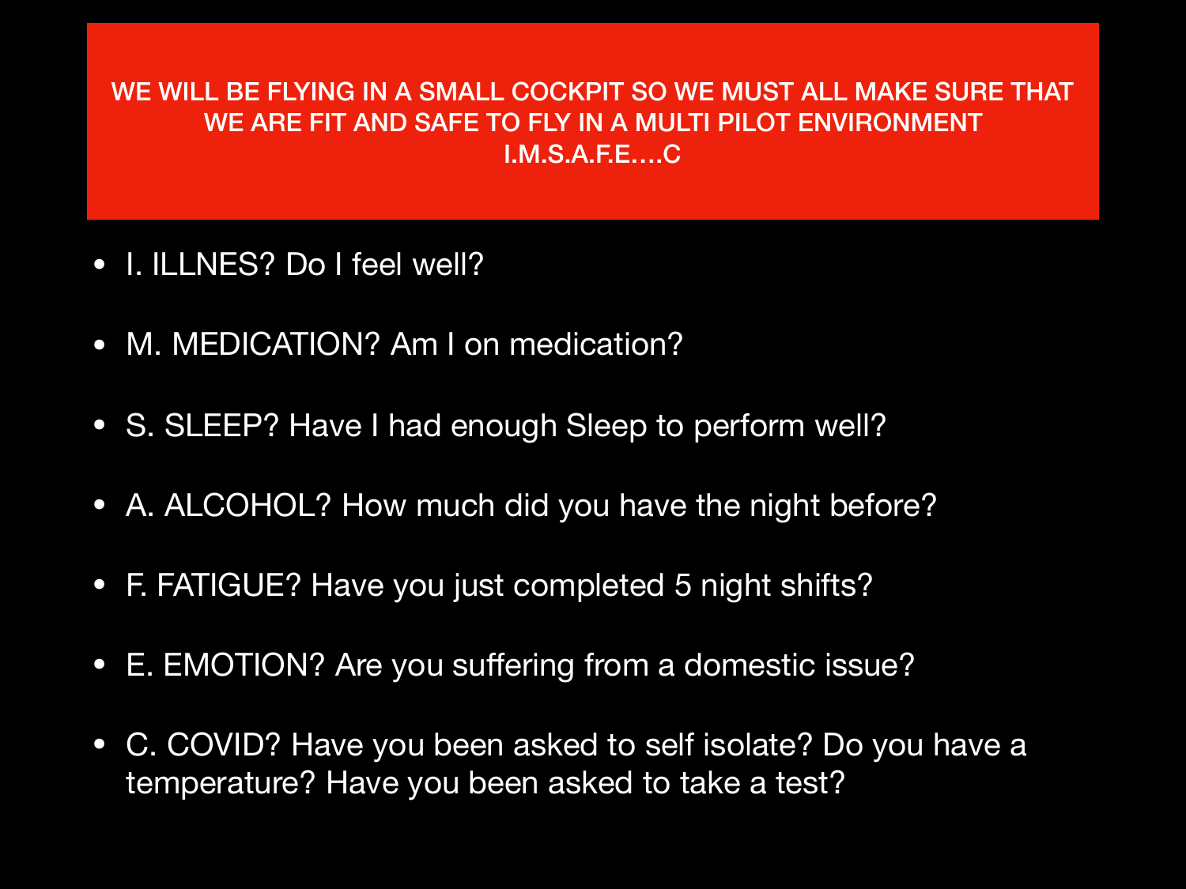**WE WILL BE FLYING IN A SMALL COCKPIT SO WE MUST ALL MAKE SURE THAT WE ARE FIT AND SAFE TO FLY IN A MULTI PILOT ENVIRONMENT I.M.S.A.F.E….C**

- I. ILLNES? Do I feel well?
- M. MEDICATION? Am I on medication?
- S. SLEEP? Have I had enough Sleep to perform well?
- A. ALCOHOL? How much did you have the night before?
- F. FATIGUE? Have you just completed 5 night shifts?
- E. EMOTION? Are you suffering from a domestic issue?
- C. COVID? Have you been asked to self isolate? Do you have a temperature? Have you been asked to take a test?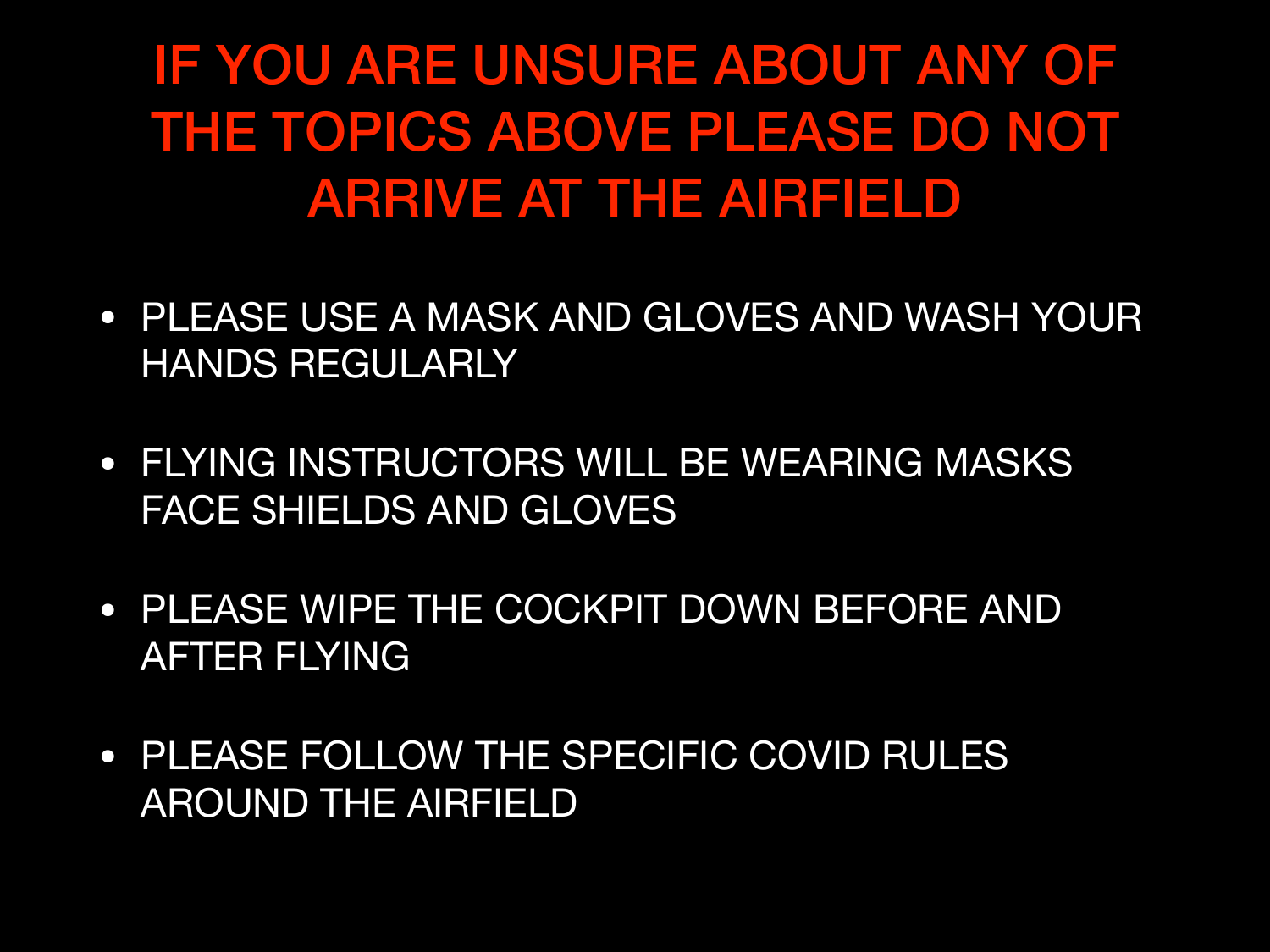# IF YOU ARE UNSURE ABOUT ANY OF THE TOPICS ABOVE PLEASE DO NOT ARRIVE AT THE AIRFIELD

- PLEASE USE A MASK AND GLOVES AND WASH YOUR HANDS REGULARLY
- FLYING INSTRUCTORS WILL BE WEARING MASKS FACE SHIELDS AND GLOVES
- PLEASE WIPE THE COCKPIT DOWN BEFORE AND AFTER FLYING
- PLEASE FOLLOW THE SPECIFIC COVID RULES AROUND THE AIRFIELD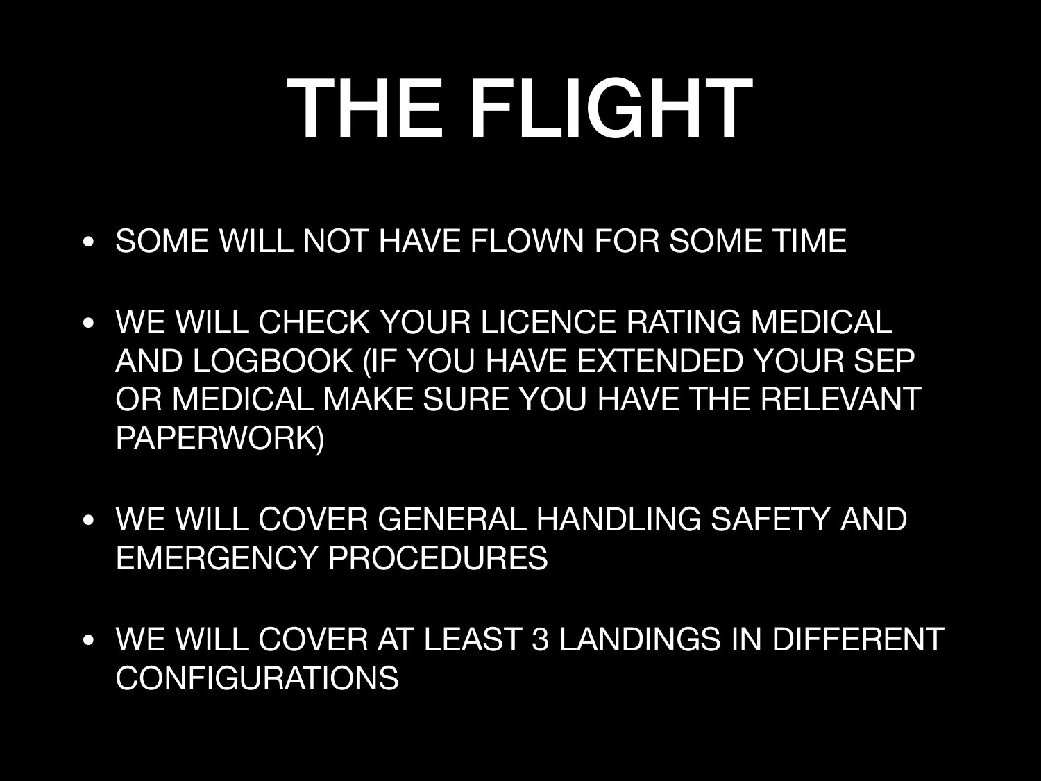# THE FLIGHT

- SOME WILL NOT HAVE FLOWN FOR SOME TIME
- WE WILL CHECK YOUR LICENCE RATING MEDICAL AND LOGBOOK (IF YOU HAVE EXTENDED YOUR SEP OR MEDICAL MAKE SURE YOU HAVE THE RELEVANT PAPERWORK)
- WE WILL COVER GENERAL HANDLING SAFETY AND EMERGENCY PROCEDURES
- WE WILL COVER AT LEAST 3 LANDINGS IN DIFFERENT CONFIGURATIONS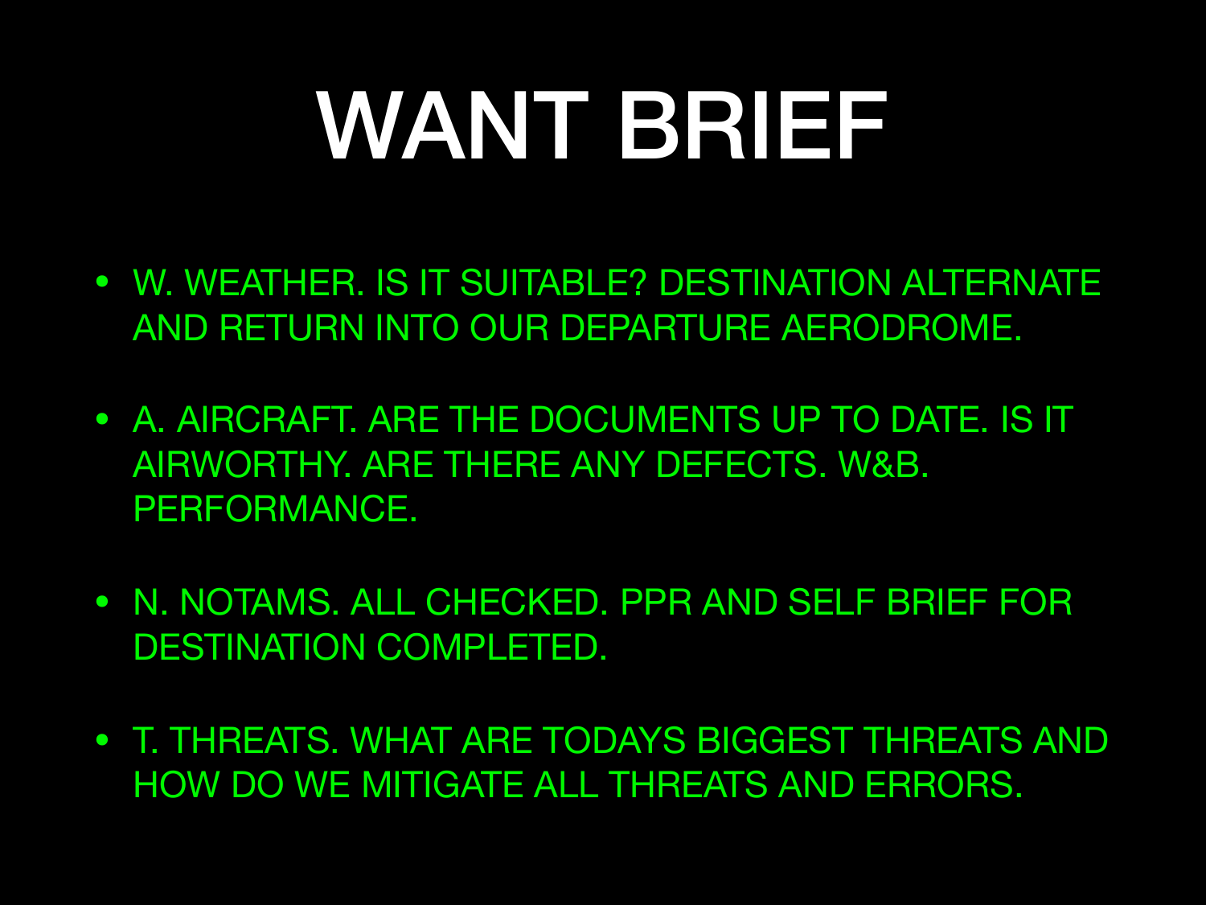# WANT BRIEF

- W. WEATHER. IS IT SUITABLE? DESTINATION ALTERNATE AND RETURN INTO OUR DEPARTURE AERODROME.
- A. AIRCRAFT. ARE THE DOCUMENTS UP TO DATE. IS IT AIRWORTHY. ARE THERE ANY DEFECTS. W&B. PERFORMANCE.
- N. NOTAMS. ALL CHECKED. PPR AND SELF BRIEF FOR DESTINATION COMPLETED.
- T. THREATS. WHAT ARE TODAYS BIGGEST THREATS AND HOW DO WE MITIGATE ALL THREATS AND ERRORS.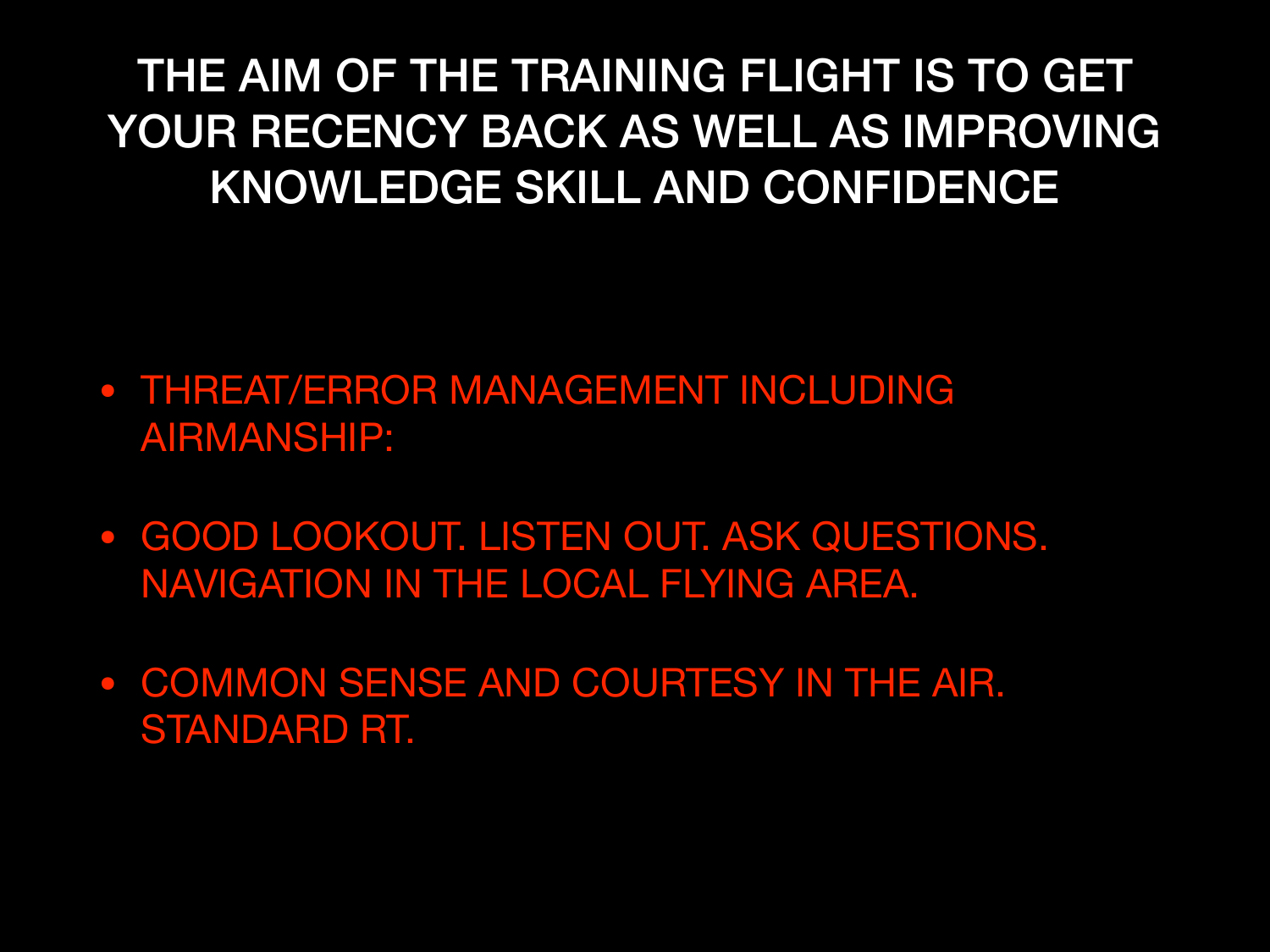# THE AIM OF THE TRAINING FLIGHT IS TO GET YOUR RECENCY BACK AS WELL AS IMPROVING KNOWLEDGE SKILL AND CONFIDENCE

- THREAT/ERROR MANAGEMENT INCLUDING AIRMANSHIP:
- GOOD LOOKOUT. LISTEN OUT. ASK QUESTIONS. NAVIGATION IN THE LOCAL FLYING AREA.
- COMMON SENSE AND COURTESY IN THE AIR. STANDARD RT.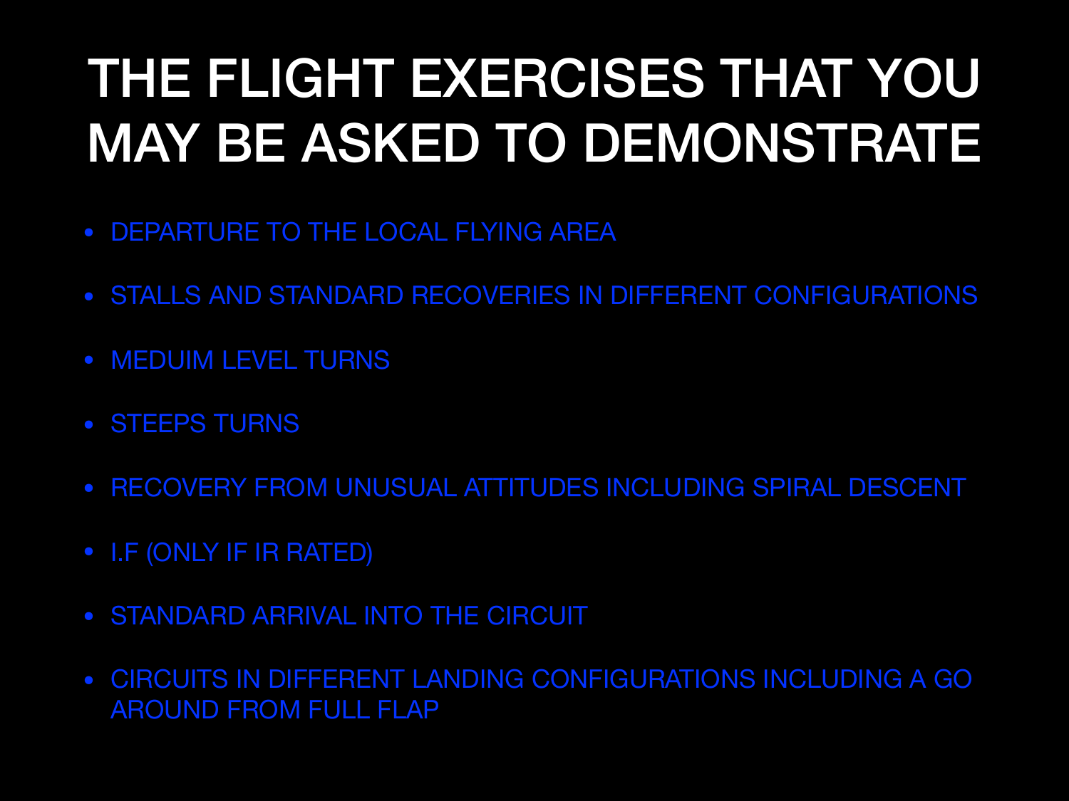# THE FLIGHT EXERCISES THAT YOU MAY BE ASKED TO DEMONSTRATE

- DEPARTURE TO THE LOCAL FLYING AREA
- STALLS AND STANDARD RECOVERIES IN DIFFERENT CONFIGURATIONS
- MEDUIM LEVEL TURNS
- STEEPS TURNS
- RECOVERY FROM UNUSUAL ATTITUDES INCLUDING SPIRAL DESCENT
- I.F (ONLY IF IR RATED)
- STANDARD ARRIVAL INTO THE CIRCUIT
- CIRCUITS IN DIFFERENT LANDING CONFIGURATIONS INCLUDING A GO AROUND FROM FULL FLAP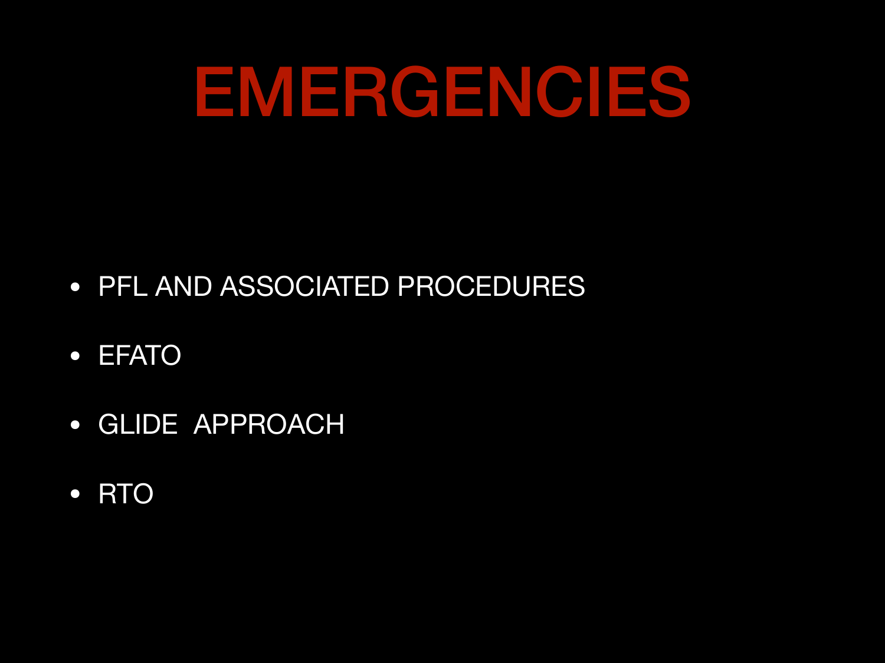# EMERGENCIES

- PFL AND ASSOCIATED PROCEDURES
- EFATO
- GLIDE  APPROACH
- RTO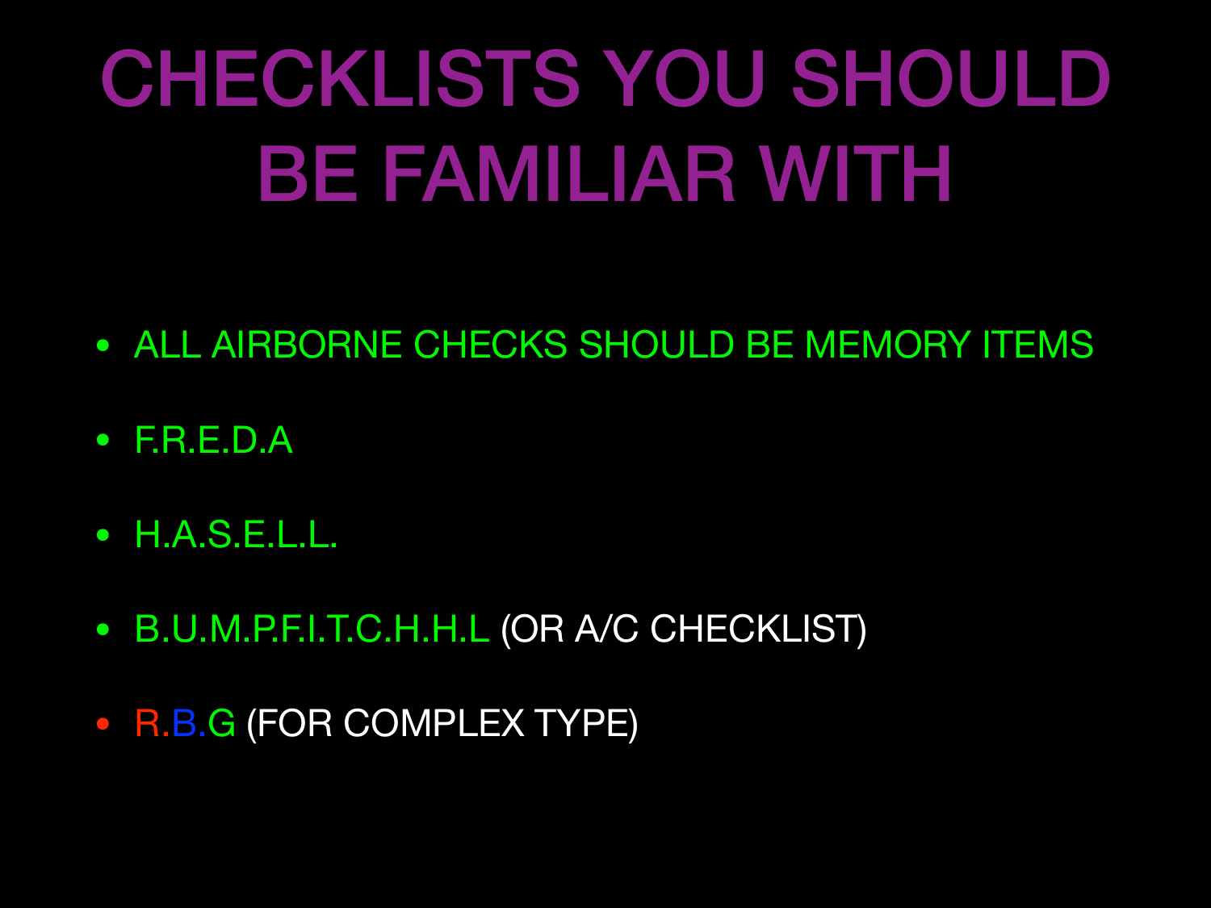# CHECKLISTS YOU SHOULD BE FAMILIAR WITH

- ALL AIRBORNE CHECKS SHOULD BE MEMORY ITEMS
- F.R.E.D.A
- H.A.S.E.L.L.
- B.U.M.P.F.I.T.C.H.H.L (OR A/C CHECKLIST)
- R.B.G (FOR COMPLEX TYPE)